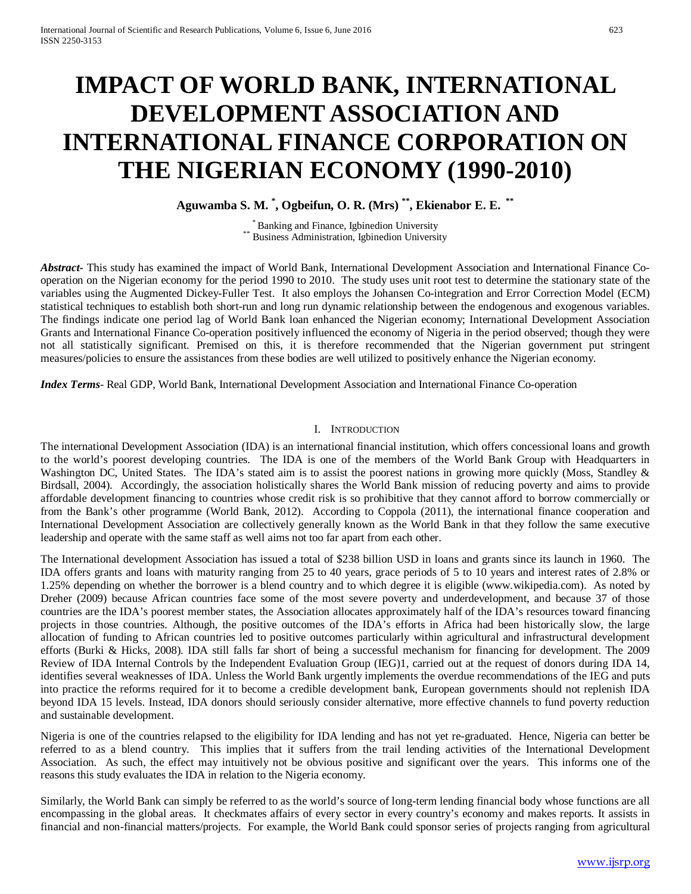# IMPACT OF WORLD BANK, INTERNATIONAL DEVELOPMENT ASSOCIATION AND INTERNATIONAL FINANCE CORPORATION ON THE NIGERIAN ECONOMY (1990-2010)

**Aguwamba S. M. [*], Ogbeifun, O. R. (Mrs) [**], Ekienabor E. E. [**]**

[*] Banking and Finance, Igbinedion University
[**] Business Administration, Igbinedion University

***Abstract-*** This study has examined the impact of World Bank, International Development Association and International Finance Co-operation on the Nigerian economy for the period 1990 to 2010. The study uses unit root test to determine the stationary state of the variables using the Augmented Dickey-Fuller Test. It also employs the Johansen Co-integration and Error Correction Model (ECM) statistical techniques to establish both short-run and long run dynamic relationship between the endogenous and exogenous variables. The findings indicate one period lag of World Bank loan enhanced the Nigerian economy; International Development Association Grants and International Finance Co-operation positively influenced the economy of Nigeria in the period observed; though they were not all statistically significant. Premised on this, it is therefore recommended that the Nigerian government put stringent measures/policies to ensure the assistances from these bodies are well utilized to positively enhance the Nigerian economy.

***Index Terms-*** Real GDP, World Bank, International Development Association and International Finance Co-operation

## I. Introduction

The international Development Association (IDA) is an international financial institution, which offers concessional loans and growth to the world's poorest developing countries. The IDA is one of the members of the World Bank Group with Headquarters in Washington DC, United States. The IDA's stated aim is to assist the poorest nations in growing more quickly (Moss, Standley & Birdsall, 2004). Accordingly, the association holistically shares the World Bank mission of reducing poverty and aims to provide affordable development financing to countries whose credit risk is so prohibitive that they cannot afford to borrow commercially or from the Bank's other programme (World Bank, 2012). According to Coppola (2011), the international finance cooperation and International Development Association are collectively generally known as the World Bank in that they follow the same executive leadership and operate with the same staff as well aims not too far apart from each other.

The International development Association has issued a total of $238 billion USD in loans and grants since its launch in 1960. The IDA offers grants and loans with maturity ranging from 25 to 40 years, grace periods of 5 to 10 years and interest rates of 2.8% or 1.25% depending on whether the borrower is a blend country and to which degree it is eligible (www.wikipedia.com). As noted by Dreher (2009) because African countries face some of the most severe poverty and underdevelopment, and because 37 of those countries are the IDA's poorest member states, the Association allocates approximately half of the IDA's resources toward financing projects in those countries. Although, the positive outcomes of the IDA's efforts in Africa had been historically slow, the large allocation of funding to African countries led to positive outcomes particularly within agricultural and infrastructural development efforts (Burki & Hicks, 2008). IDA still falls far short of being a successful mechanism for financing for development. The 2009 Review of IDA Internal Controls by the Independent Evaluation Group (IEG)1, carried out at the request of donors during IDA 14, identifies several weaknesses of IDA. Unless the World Bank urgently implements the overdue recommendations of the IEG and puts into practice the reforms required for it to become a credible development bank, European governments should not replenish IDA beyond IDA 15 levels. Instead, IDA donors should seriously consider alternative, more effective channels to fund poverty reduction and sustainable development.

Nigeria is one of the countries relapsed to the eligibility for IDA lending and has not yet re-graduated. Hence, Nigeria can better be referred to as a blend country. This implies that it suffers from the trail lending activities of the International Development Association. As such, the effect may intuitively not be obvious positive and significant over the years. This informs one of the reasons this study evaluates the IDA in relation to the Nigeria economy.

Similarly, the World Bank can simply be referred to as the world's source of long-term lending financial body whose functions are all encompassing in the global areas. It checkmates affairs of every sector in every country's economy and makes reports. It assists in financial and non-financial matters/projects. For example, the World Bank could sponsor series of projects ranging from agricultural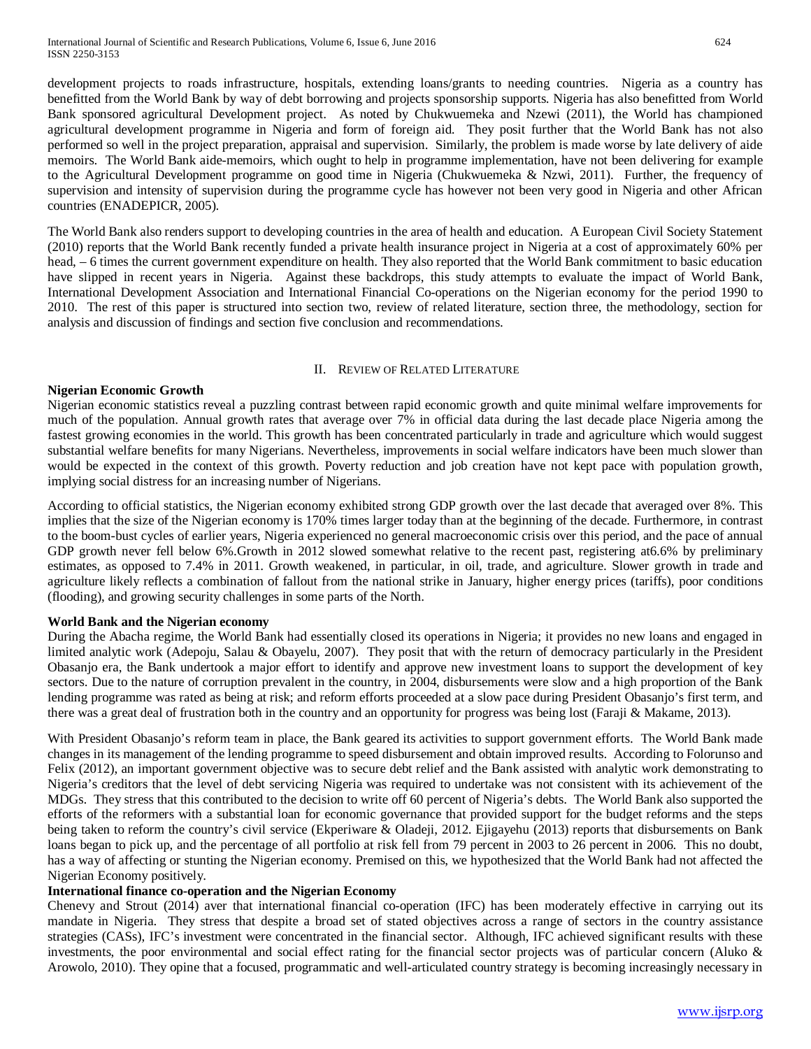development projects to roads infrastructure, hospitals, extending loans/grants to needing countries. Nigeria as a country has benefitted from the World Bank by way of debt borrowing and projects sponsorship supports. Nigeria has also benefitted from World Bank sponsored agricultural Development project. As noted by Chukwuemeka and Nzewi (2011), the World has championed agricultural development programme in Nigeria and form of foreign aid. They posit further that the World Bank has not also performed so well in the project preparation, appraisal and supervision. Similarly, the problem is made worse by late delivery of aide memoirs. The World Bank aide-memoirs, which ought to help in programme implementation, have not been delivering for example to the Agricultural Development programme on good time in Nigeria (Chukwuemeka & Nzwi, 2011). Further, the frequency of supervision and intensity of supervision during the programme cycle has however not been very good in Nigeria and other African countries (ENADEPICR, 2005).

The World Bank also renders support to developing countries in the area of health and education. A European Civil Society Statement (2010) reports that the World Bank recently funded a private health insurance project in Nigeria at a cost of approximately 60% per head, – 6 times the current government expenditure on health. They also reported that the World Bank commitment to basic education have slipped in recent years in Nigeria. Against these backdrops, this study attempts to evaluate the impact of World Bank, International Development Association and International Financial Co-operations on the Nigerian economy for the period 1990 to 2010. The rest of this paper is structured into section two, review of related literature, section three, the methodology, section for analysis and discussion of findings and section five conclusion and recommendations.

## II. Review of Related Literature

**Nigerian Economic Growth**

Nigerian economic statistics reveal a puzzling contrast between rapid economic growth and quite minimal welfare improvements for much of the population. Annual growth rates that average over 7% in official data during the last decade place Nigeria among the fastest growing economies in the world. This growth has been concentrated particularly in trade and agriculture which would suggest substantial welfare benefits for many Nigerians. Nevertheless, improvements in social welfare indicators have been much slower than would be expected in the context of this growth. Poverty reduction and job creation have not kept pace with population growth, implying social distress for an increasing number of Nigerians.

According to official statistics, the Nigerian economy exhibited strong GDP growth over the last decade that averaged over 8%. This implies that the size of the Nigerian economy is 170% times larger today than at the beginning of the decade. Furthermore, in contrast to the boom-bust cycles of earlier years, Nigeria experienced no general macroeconomic crisis over this period, and the pace of annual GDP growth never fell below 6%.Growth in 2012 slowed somewhat relative to the recent past, registering at6.6% by preliminary estimates, as opposed to 7.4% in 2011. Growth weakened, in particular, in oil, trade, and agriculture. Slower growth in trade and agriculture likely reflects a combination of fallout from the national strike in January, higher energy prices (tariffs), poor conditions (flooding), and growing security challenges in some parts of the North.

**World Bank and the Nigerian economy**

During the Abacha regime, the World Bank had essentially closed its operations in Nigeria; it provides no new loans and engaged in limited analytic work (Adepoju, Salau & Obayelu, 2007). They posit that with the return of democracy particularly in the President Obasanjo era, the Bank undertook a major effort to identify and approve new investment loans to support the development of key sectors. Due to the nature of corruption prevalent in the country, in 2004, disbursements were slow and a high proportion of the Bank lending programme was rated as being at risk; and reform efforts proceeded at a slow pace during President Obasanjo's first term, and there was a great deal of frustration both in the country and an opportunity for progress was being lost (Faraji & Makame, 2013).

With President Obasanjo's reform team in place, the Bank geared its activities to support government efforts. The World Bank made changes in its management of the lending programme to speed disbursement and obtain improved results. According to Folorunso and Felix (2012), an important government objective was to secure debt relief and the Bank assisted with analytic work demonstrating to Nigeria's creditors that the level of debt servicing Nigeria was required to undertake was not consistent with its achievement of the MDGs. They stress that this contributed to the decision to write off 60 percent of Nigeria's debts. The World Bank also supported the efforts of the reformers with a substantial loan for economic governance that provided support for the budget reforms and the steps being taken to reform the country's civil service (Ekperiware & Oladeji, 2012. Ejigayehu (2013) reports that disbursements on Bank loans began to pick up, and the percentage of all portfolio at risk fell from 79 percent in 2003 to 26 percent in 2006. This no doubt, has a way of affecting or stunting the Nigerian economy. Premised on this, we hypothesized that the World Bank had not affected the Nigerian Economy positively.

**International finance co-operation and the Nigerian Economy**

Chenevy and Strout (2014) aver that international financial co-operation (IFC) has been moderately effective in carrying out its mandate in Nigeria. They stress that despite a broad set of stated objectives across a range of sectors in the country assistance strategies (CASs), IFC's investment were concentrated in the financial sector. Although, IFC achieved significant results with these investments, the poor environmental and social effect rating for the financial sector projects was of particular concern (Aluko & Arowolo, 2010). They opine that a focused, programmatic and well-articulated country strategy is becoming increasingly necessary in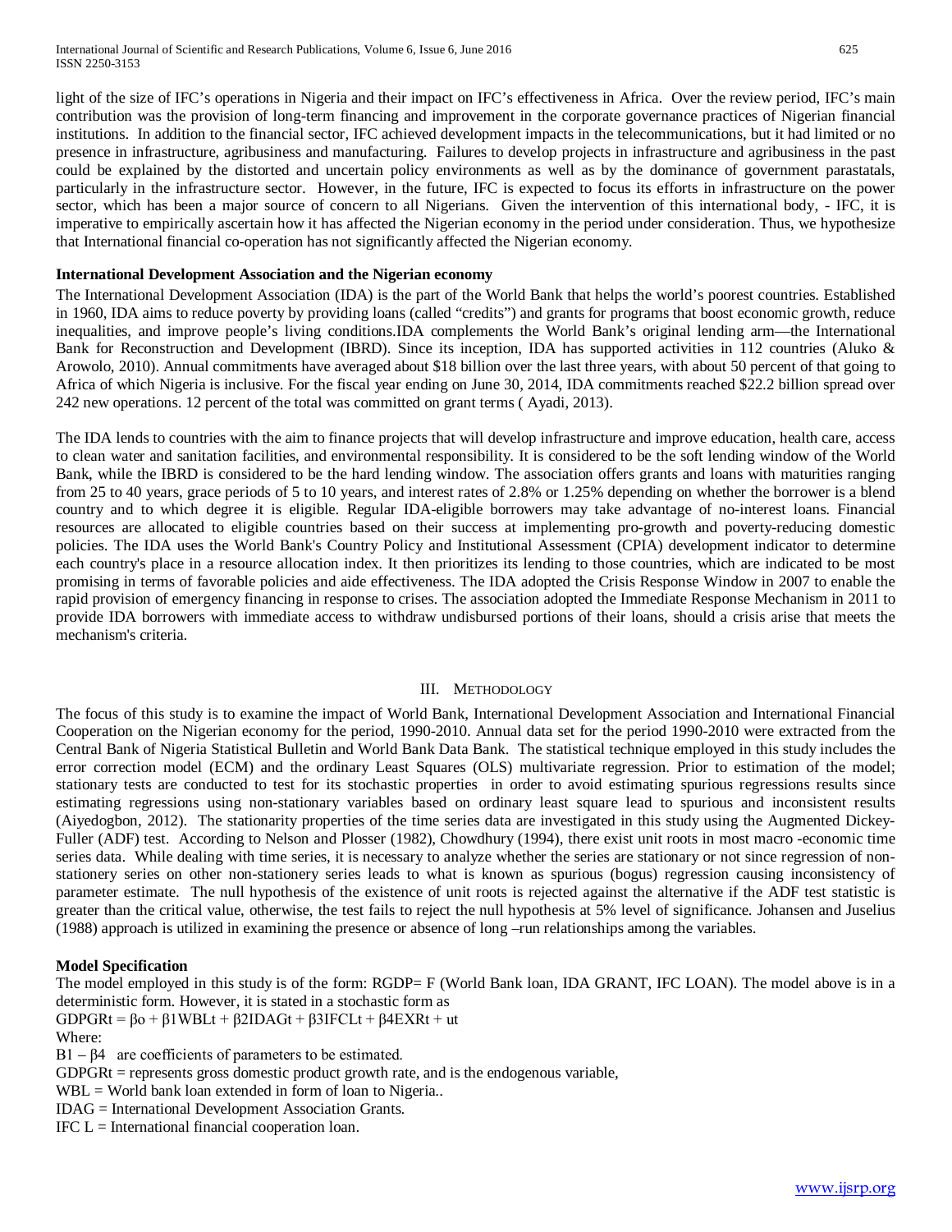light of the size of IFC's operations in Nigeria and their impact on IFC's effectiveness in Africa. Over the review period, IFC's main contribution was the provision of long-term financing and improvement in the corporate governance practices of Nigerian financial institutions. In addition to the financial sector, IFC achieved development impacts in the telecommunications, but it had limited or no presence in infrastructure, agribusiness and manufacturing. Failures to develop projects in infrastructure and agribusiness in the past could be explained by the distorted and uncertain policy environments as well as by the dominance of government parastatals, particularly in the infrastructure sector. However, in the future, IFC is expected to focus its efforts in infrastructure on the power sector, which has been a major source of concern to all Nigerians. Given the intervention of this international body, - IFC, it is imperative to empirically ascertain how it has affected the Nigerian economy in the period under consideration. Thus, we hypothesize that International financial co-operation has not significantly affected the Nigerian economy.

**International Development Association and the Nigerian economy**

The International Development Association (IDA) is the part of the World Bank that helps the world's poorest countries. Established in 1960, IDA aims to reduce poverty by providing loans (called "credits") and grants for programs that boost economic growth, reduce inequalities, and improve people's living conditions.IDA complements the World Bank's original lending arm—the International Bank for Reconstruction and Development (IBRD). Since its inception, IDA has supported activities in 112 countries (Aluko & Arowolo, 2010). Annual commitments have averaged about $18 billion over the last three years, with about 50 percent of that going to Africa of which Nigeria is inclusive. For the fiscal year ending on June 30, 2014, IDA commitments reached $22.2 billion spread over 242 new operations. 12 percent of the total was committed on grant terms ( Ayadi, 2013).

The IDA lends to countries with the aim to finance projects that will develop infrastructure and improve education, health care, access to clean water and sanitation facilities, and environmental responsibility. It is considered to be the soft lending window of the World Bank, while the IBRD is considered to be the hard lending window. The association offers grants and loans with maturities ranging from 25 to 40 years, grace periods of 5 to 10 years, and interest rates of 2.8% or 1.25% depending on whether the borrower is a blend country and to which degree it is eligible. Regular IDA-eligible borrowers may take advantage of no-interest loans. Financial resources are allocated to eligible countries based on their success at implementing pro-growth and poverty-reducing domestic policies. The IDA uses the World Bank's Country Policy and Institutional Assessment (CPIA) development indicator to determine each country's place in a resource allocation index. It then prioritizes its lending to those countries, which are indicated to be most promising in terms of favorable policies and aide effectiveness. The IDA adopted the Crisis Response Window in 2007 to enable the rapid provision of emergency financing in response to crises. The association adopted the Immediate Response Mechanism in 2011 to provide IDA borrowers with immediate access to withdraw undisbursed portions of their loans, should a crisis arise that meets the mechanism's criteria.

## III. Methodology

The focus of this study is to examine the impact of World Bank, International Development Association and International Financial Cooperation on the Nigerian economy for the period, 1990-2010. Annual data set for the period 1990-2010 were extracted from the Central Bank of Nigeria Statistical Bulletin and World Bank Data Bank. The statistical technique employed in this study includes the error correction model (ECM) and the ordinary Least Squares (OLS) multivariate regression. Prior to estimation of the model; stationary tests are conducted to test for its stochastic properties in order to avoid estimating spurious regressions results since estimating regressions using non-stationary variables based on ordinary least square lead to spurious and inconsistent results (Aiyedogbon, 2012). The stationarity properties of the time series data are investigated in this study using the Augmented Dickey-Fuller (ADF) test. According to Nelson and Plosser (1982), Chowdhury (1994), there exist unit roots in most macro -economic time series data. While dealing with time series, it is necessary to analyze whether the series are stationary or not since regression of non-stationery series on other non-stationery series leads to what is known as spurious (bogus) regression causing inconsistency of parameter estimate. The null hypothesis of the existence of unit roots is rejected against the alternative if the ADF test statistic is greater than the critical value, otherwise, the test fails to reject the null hypothesis at 5% level of significance. Johansen and Juselius (1988) approach is utilized in examining the presence or absence of long –run relationships among the variables.

**Model Specification**

The model employed in this study is of the form: RGDP= F (World Bank loan, IDA GRANT, IFC LOAN). The model above is in a deterministic form. However, it is stated in a stochastic form as

$$GDPGR_t = \beta_o + \beta_1 WBL_t + \beta_2 IDAG_t + \beta_3 IFCL_t + \beta_4 EXR_t + u_t$$

Where:

$B_1 - \beta_4$ are coefficients of parameters to be estimated.

GDPGRt = represents gross domestic product growth rate, and is the endogenous variable,

WBL = World bank loan extended in form of loan to Nigeria..

IDAG = International Development Association Grants.

IFC L = International financial cooperation loan.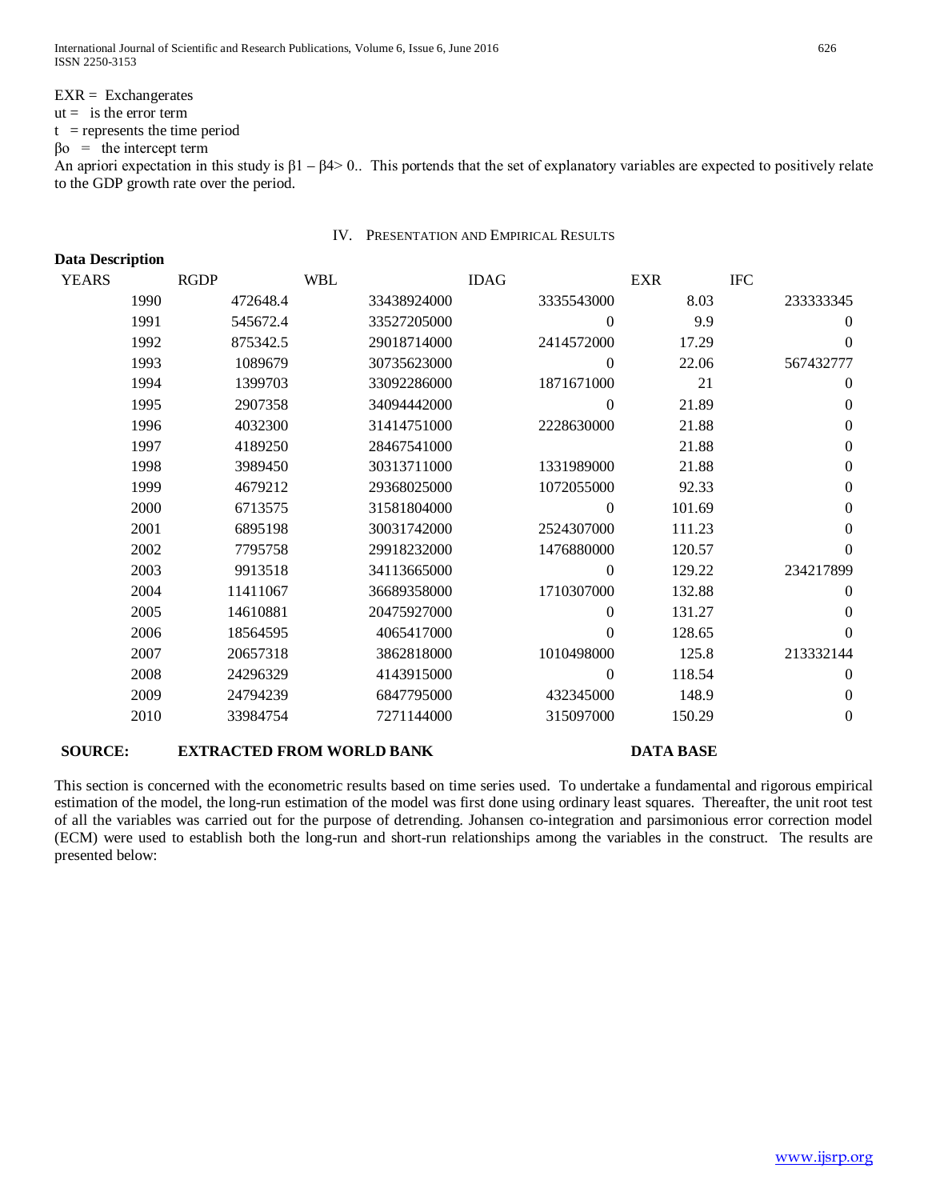EXR = Exchangerates
ut = is the error term
t = represents the time period
$\beta o$ = the intercept term

An apriori expectation in this study is $\beta 1 - \beta 4 > 0$.. This portends that the set of explanatory variables are expected to positively relate to the GDP growth rate over the period.

## IV. Presentation and Empirical Results

**Data Description**

| YEARS | RGDP | WBL | IDAG | EXR | IFC |
|---|---|---|---|---|---|
| 1990 | 472648.4 | 33438924000 | 3335543000 | 8.03 | 233333345 |
| 1991 | 545672.4 | 33527205000 | 0 | 9.9 | 0 |
| 1992 | 875342.5 | 29018714000 | 2414572000 | 17.29 | 0 |
| 1993 | 1089679 | 30735623000 | 0 | 22.06 | 567432777 |
| 1994 | 1399703 | 33092286000 | 1871671000 | 21 | 0 |
| 1995 | 2907358 | 34094442000 | 0 | 21.89 | 0 |
| 1996 | 4032300 | 31414751000 | 2228630000 | 21.88 | 0 |
| 1997 | 4189250 | 28467541000 | | 21.88 | 0 |
| 1998 | 3989450 | 30313711000 | 1331989000 | 21.88 | 0 |
| 1999 | 4679212 | 29368025000 | 1072055000 | 92.33 | 0 |
| 2000 | 6713575 | 31581804000 | 0 | 101.69 | 0 |
| 2001 | 6895198 | 30031742000 | 2524307000 | 111.23 | 0 |
| 2002 | 7795758 | 29918232000 | 1476880000 | 120.57 | 0 |
| 2003 | 9913518 | 34113665000 | 0 | 129.22 | 234217899 |
| 2004 | 11411067 | 36689358000 | 1710307000 | 132.88 | 0 |
| 2005 | 14610881 | 20475927000 | 0 | 131.27 | 0 |
| 2006 | 18564595 | 4065417000 | 0 | 128.65 | 0 |
| 2007 | 20657318 | 3862818000 | 1010498000 | 125.8 | 213332144 |
| 2008 | 24296329 | 4143915000 | 0 | 118.54 | 0 |
| 2009 | 24794239 | 6847795000 | 432345000 | 148.9 | 0 |
| 2010 | 33984754 | 7271144000 | 315097000 | 150.29 | 0 |

**SOURCE: EXTRACTED FROM WORLD BANK DATA BASE**

This section is concerned with the econometric results based on time series used. To undertake a fundamental and rigorous empirical estimation of the model, the long-run estimation of the model was first done using ordinary least squares. Thereafter, the unit root test of all the variables was carried out for the purpose of detrending. Johansen co-integration and parsimonious error correction model (ECM) were used to establish both the long-run and short-run relationships among the variables in the construct. The results are presented below: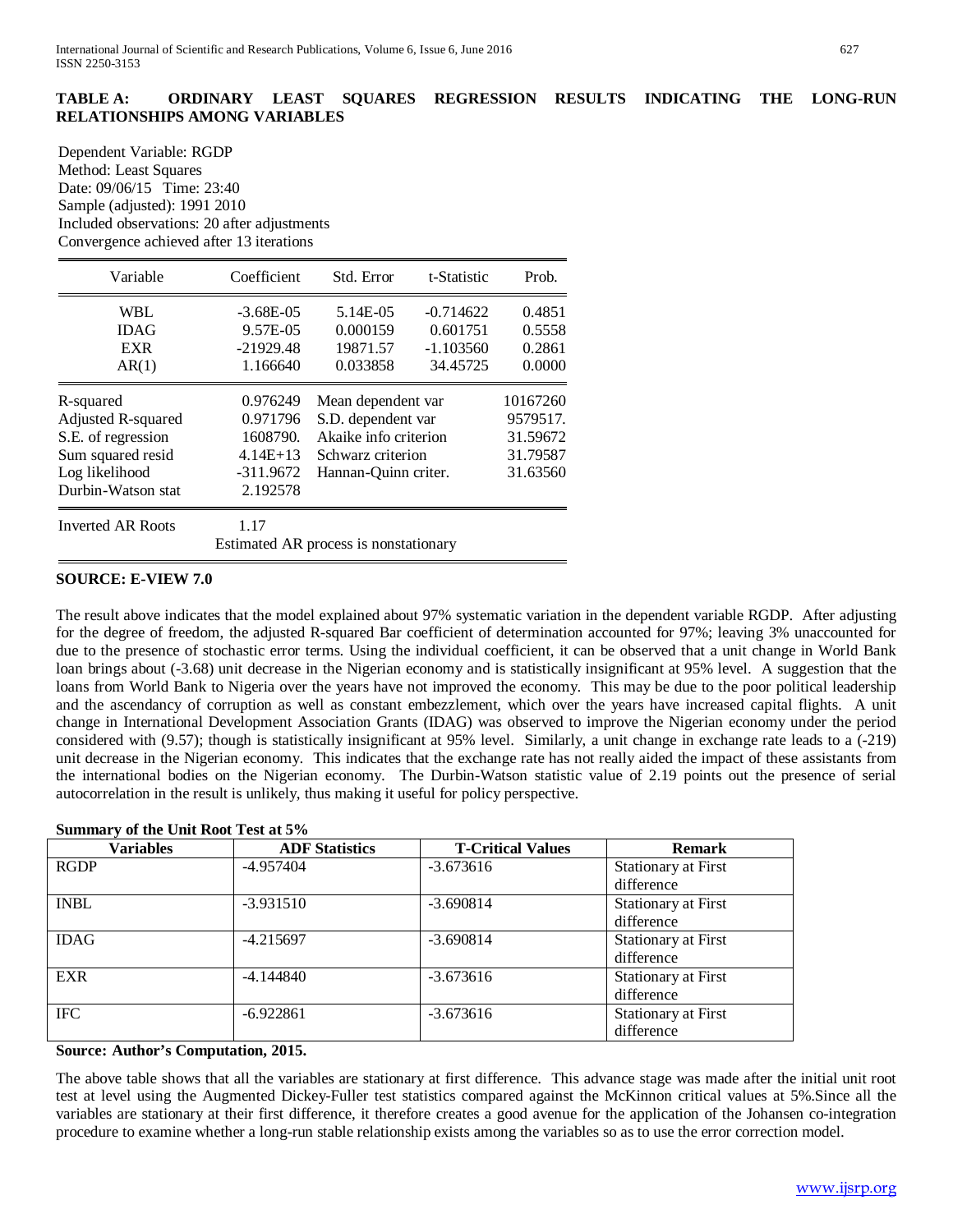**TABLE A: ORDINARY LEAST SQUARES REGRESSION RESULTS INDICATING THE LONG-RUN RELATIONSHIPS AMONG VARIABLES**

Dependent Variable: RGDP
Method: Least Squares
Date: 09/06/15 Time: 23:40
Sample (adjusted): 1991 2010
Included observations: 20 after adjustments
Convergence achieved after 13 iterations

| Variable | Coefficient | Std. Error | t-Statistic | Prob. |
|---|---|---|---|---|
| WBL | -3.68E-05 | 5.14E-05 | -0.714622 | 0.4851 |
| IDAG | 9.57E-05 | 0.000159 | 0.601751 | 0.5558 |
| EXR | -21929.48 | 19871.57 | -1.103560 | 0.2861 |
| AR(1) | 1.166640 | 0.033858 | 34.45725 | 0.0000 |

| | | | |
|---|---|---|---|
| R-squared | 0.976249 | Mean dependent var | 10167260 |
| Adjusted R-squared | 0.971796 | S.D. dependent var | 9579517. |
| S.E. of regression | 1608790. | Akaike info criterion | 31.59672 |
| Sum squared resid | 4.14E+13 | Schwarz criterion | 31.79587 |
| Log likelihood | -311.9672 | Hannan-Quinn criter. | 31.63560 |
| Durbin-Watson stat | 2.192578 | | |

Inverted AR Roots 1.17
Estimated AR process is nonstationary

**SOURCE: E-VIEW 7.0**

The result above indicates that the model explained about 97% systematic variation in the dependent variable RGDP. After adjusting for the degree of freedom, the adjusted R-squared Bar coefficient of determination accounted for 97%; leaving 3% unaccounted for due to the presence of stochastic error terms. Using the individual coefficient, it can be observed that a unit change in World Bank loan brings about (-3.68) unit decrease in the Nigerian economy and is statistically insignificant at 95% level. A suggestion that the loans from World Bank to Nigeria over the years have not improved the economy. This may be due to the poor political leadership and the ascendancy of corruption as well as constant embezzlement, which over the years have increased capital flights. A unit change in International Development Association Grants (IDAG) was observed to improve the Nigerian economy under the period considered with (9.57); though is statistically insignificant at 95% level. Similarly, a unit change in exchange rate leads to a (-219) unit decrease in the Nigerian economy. This indicates that the exchange rate has not really aided the impact of these assistants from the international bodies on the Nigerian economy. The Durbin-Watson statistic value of 2.19 points out the presence of serial autocorrelation in the result is unlikely, thus making it useful for policy perspective.

**Summary of the Unit Root Test at 5%**

| Variables | ADF Statistics | T-Critical Values | Remark |
|---|---|---|---|
| RGDP | -4.957404 | -3.673616 | Stationary at First difference |
| INBL | -3.931510 | -3.690814 | Stationary at First difference |
| IDAG | -4.215697 | -3.690814 | Stationary at First difference |
| EXR | -4.144840 | -3.673616 | Stationary at First difference |
| IFC | -6.922861 | -3.673616 | Stationary at First difference |

**Source: Author's Computation, 2015.**

The above table shows that all the variables are stationary at first difference. This advance stage was made after the initial unit root test at level using the Augmented Dickey-Fuller test statistics compared against the McKinnon critical values at 5%.Since all the variables are stationary at their first difference, it therefore creates a good avenue for the application of the Johansen co-integration procedure to examine whether a long-run stable relationship exists among the variables so as to use the error correction model.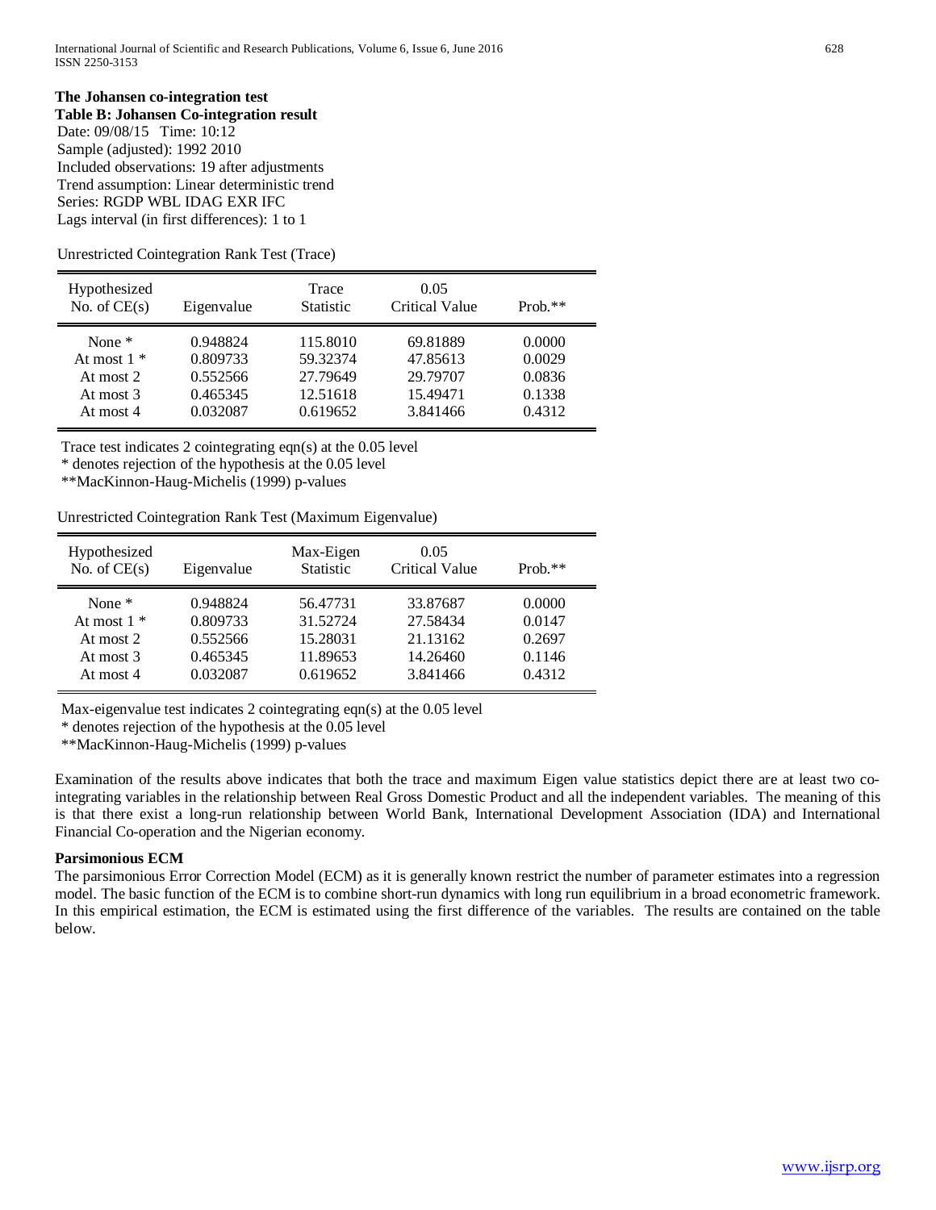**The Johansen co-integration test**

**Table B: Johansen Co-integration result**

Date: 09/08/15 Time: 10:12
Sample (adjusted): 1992 2010
Included observations: 19 after adjustments
Trend assumption: Linear deterministic trend
Series: RGDP WBL IDAG EXR IFC
Lags interval (in first differences): 1 to 1

Unrestricted Cointegration Rank Test (Trace)

| Hypothesized No. of CE(s) | Eigenvalue | Trace Statistic | 0.05 Critical Value | Prob.** |
|---|---|---|---|---|
| None * | 0.948824 | 115.8010 | 69.81889 | 0.0000 |
| At most 1 * | 0.809733 | 59.32374 | 47.85613 | 0.0029 |
| At most 2 | 0.552566 | 27.79649 | 29.79707 | 0.0836 |
| At most 3 | 0.465345 | 12.51618 | 15.49471 | 0.1338 |
| At most 4 | 0.032087 | 0.619652 | 3.841466 | 0.4312 |

Trace test indicates 2 cointegrating eqn(s) at the 0.05 level
* denotes rejection of the hypothesis at the 0.05 level
**MacKinnon-Haug-Michelis (1999) p-values

Unrestricted Cointegration Rank Test (Maximum Eigenvalue)

| Hypothesized No. of CE(s) | Eigenvalue | Max-Eigen Statistic | 0.05 Critical Value | Prob.** |
|---|---|---|---|---|
| None * | 0.948824 | 56.47731 | 33.87687 | 0.0000 |
| At most 1 * | 0.809733 | 31.52724 | 27.58434 | 0.0147 |
| At most 2 | 0.552566 | 15.28031 | 21.13162 | 0.2697 |
| At most 3 | 0.465345 | 11.89653 | 14.26460 | 0.1146 |
| At most 4 | 0.032087 | 0.619652 | 3.841466 | 0.4312 |

Max-eigenvalue test indicates 2 cointegrating eqn(s) at the 0.05 level
* denotes rejection of the hypothesis at the 0.05 level
**MacKinnon-Haug-Michelis (1999) p-values

Examination of the results above indicates that both the trace and maximum Eigen value statistics depict there are at least two co-integrating variables in the relationship between Real Gross Domestic Product and all the independent variables. The meaning of this is that there exist a long-run relationship between World Bank, International Development Association (IDA) and International Financial Co-operation and the Nigerian economy.

**Parsimonious ECM**

The parsimonious Error Correction Model (ECM) as it is generally known restrict the number of parameter estimates into a regression model. The basic function of the ECM is to combine short-run dynamics with long run equilibrium in a broad econometric framework. In this empirical estimation, the ECM is estimated using the first difference of the variables. The results are contained on the table below.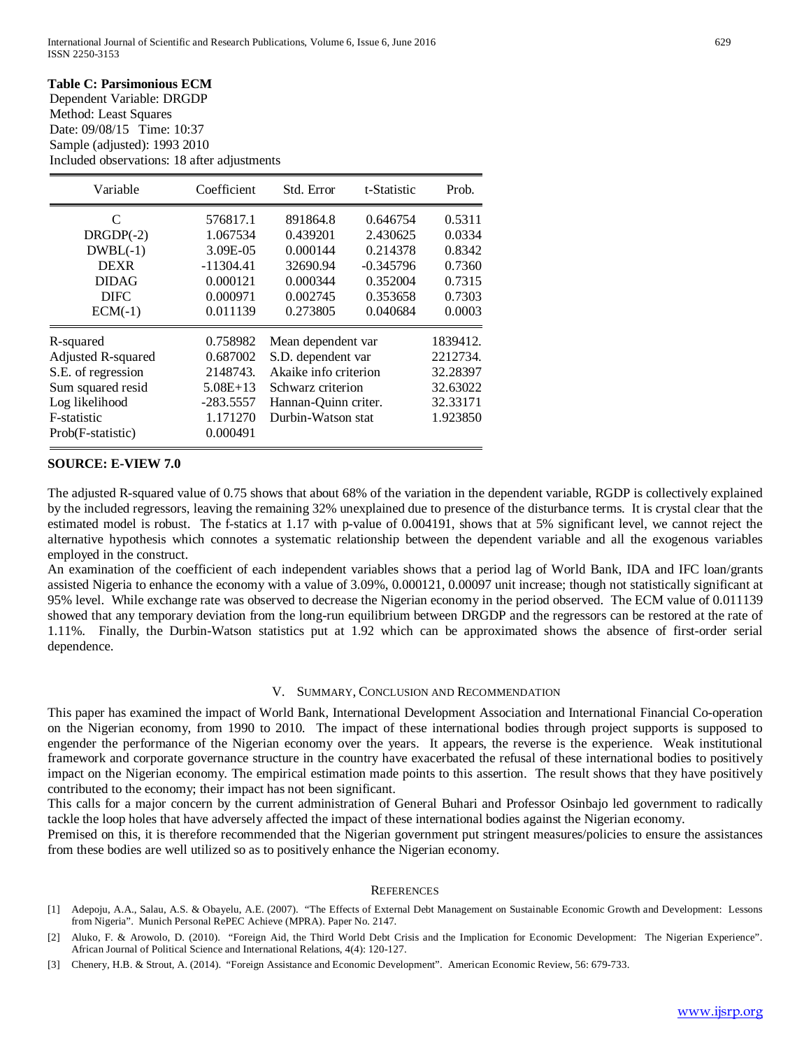**Table C: Parsimonious ECM**

Dependent Variable: DRGDP
Method: Least Squares
Date: 09/08/15 Time: 10:37
Sample (adjusted): 1993 2010
Included observations: 18 after adjustments

| Variable | Coefficient | Std. Error | t-Statistic | Prob. |
|---|---|---|---|---|
| C | 576817.1 | 891864.8 | 0.646754 | 0.5311 |
| DRGDP(-2) | 1.067534 | 0.439201 | 2.430625 | 0.0334 |
| DWBL(-1) | 3.09E-05 | 0.000144 | 0.214378 | 0.8342 |
| DEXR | -11304.41 | 32690.94 | -0.345796 | 0.7360 |
| DIDAG | 0.000121 | 0.000344 | 0.352004 | 0.7315 |
| DIFC | 0.000971 | 0.002745 | 0.353658 | 0.7303 |
| ECM(-1) | 0.011139 | 0.273805 | 0.040684 | 0.0003 |

| | | | |
|---|---|---|---|
| R-squared | 0.758982 | Mean dependent var | 1839412. |
| Adjusted R-squared | 0.687002 | S.D. dependent var | 2212734. |
| S.E. of regression | 2148743. | Akaike info criterion | 32.28397 |
| Sum squared resid | 5.08E+13 | Schwarz criterion | 32.63022 |
| Log likelihood | -283.5557 | Hannan-Quinn criter. | 32.33171 |
| F-statistic | 1.171270 | Durbin-Watson stat | 1.923850 |
| Prob(F-statistic) | 0.000491 | | |

**SOURCE: E-VIEW 7.0**

The adjusted R-squared value of 0.75 shows that about 68% of the variation in the dependent variable, RGDP is collectively explained by the included regressors, leaving the remaining 32% unexplained due to presence of the disturbance terms. It is crystal clear that the estimated model is robust. The f-statics at 1.17 with p-value of 0.004191, shows that at 5% significant level, we cannot reject the alternative hypothesis which connotes a systematic relationship between the dependent variable and all the exogenous variables employed in the construct.

An examination of the coefficient of each independent variables shows that a period lag of World Bank, IDA and IFC loan/grants assisted Nigeria to enhance the economy with a value of 3.09%, 0.000121, 0.00097 unit increase; though not statistically significant at 95% level. While exchange rate was observed to decrease the Nigerian economy in the period observed. The ECM value of 0.011139 showed that any temporary deviation from the long-run equilibrium between DRGDP and the regressors can be restored at the rate of 1.11%. Finally, the Durbin-Watson statistics put at 1.92 which can be approximated shows the absence of first-order serial dependence.

## V. Summary, Conclusion and Recommendation

This paper has examined the impact of World Bank, International Development Association and International Financial Co-operation on the Nigerian economy, from 1990 to 2010. The impact of these international bodies through project supports is supposed to engender the performance of the Nigerian economy over the years. It appears, the reverse is the experience. Weak institutional framework and corporate governance structure in the country have exacerbated the refusal of these international bodies to positively impact on the Nigerian economy. The empirical estimation made points to this assertion. The result shows that they have positively contributed to the economy; their impact has not been significant.

This calls for a major concern by the current administration of General Buhari and Professor Osinbajo led government to radically tackle the loop holes that have adversely affected the impact of these international bodies against the Nigerian economy.

Premised on this, it is therefore recommended that the Nigerian government put stringent measures/policies to ensure the assistances from these bodies are well utilized so as to positively enhance the Nigerian economy.

## References

[1] Adepoju, A.A., Salau, A.S. & Obayelu, A.E. (2007). "The Effects of External Debt Management on Sustainable Economic Growth and Development: Lessons from Nigeria". Munich Personal RePEC Achieve (MPRA). Paper No. 2147.

[2] Aluko, F. & Arowolo, D. (2010). "Foreign Aid, the Third World Debt Crisis and the Implication for Economic Development: The Nigerian Experience". African Journal of Political Science and International Relations, 4(4): 120-127.

[3] Chenery, H.B. & Strout, A. (2014). "Foreign Assistance and Economic Development". American Economic Review, 56: 679-733.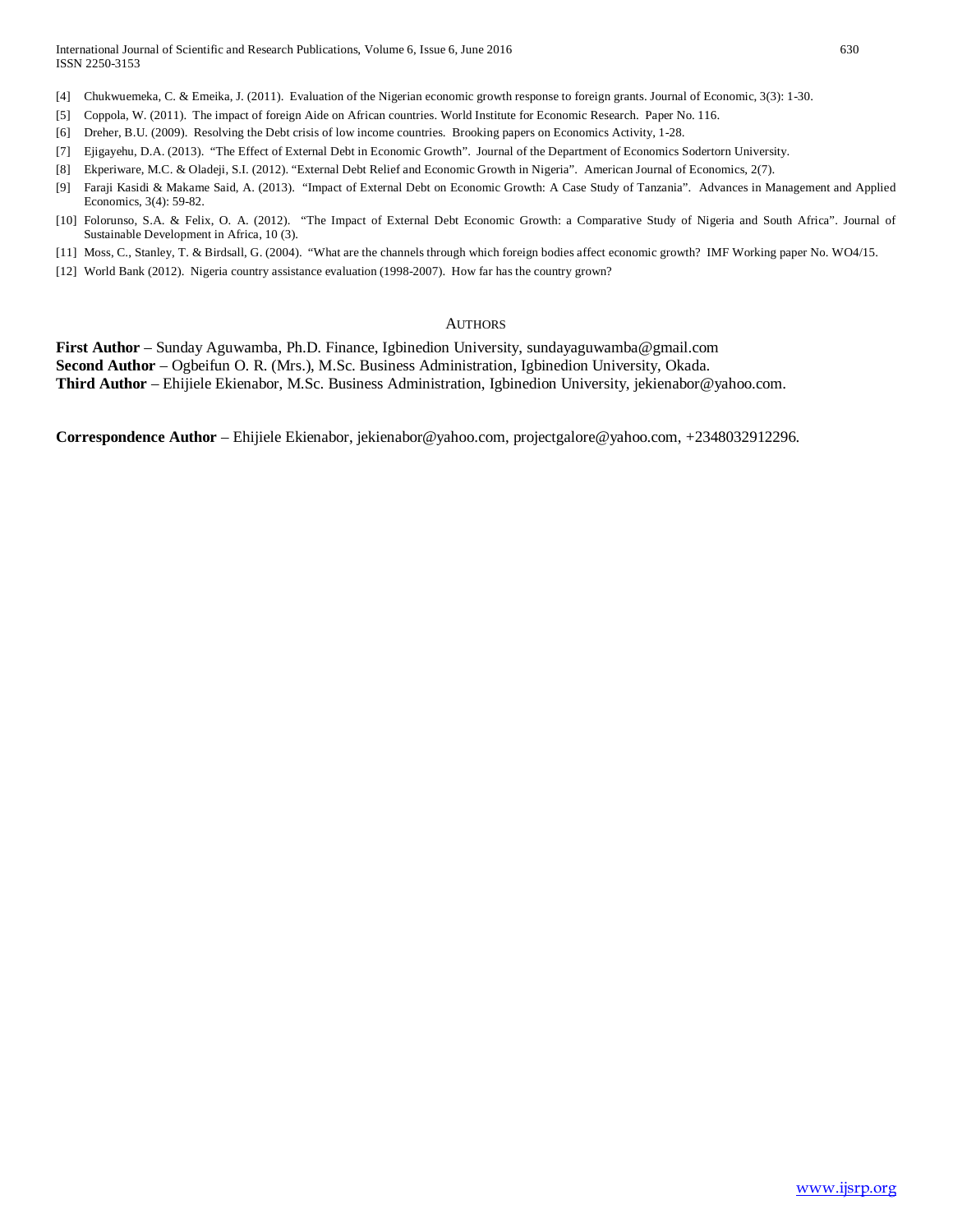[4] Chukwuemeka, C. & Emeika, J. (2011). Evaluation of the Nigerian economic growth response to foreign grants. Journal of Economic, 3(3): 1-30.

[5] Coppola, W. (2011). The impact of foreign Aide on African countries. World Institute for Economic Research. Paper No. 116.

[6] Dreher, B.U. (2009). Resolving the Debt crisis of low income countries. Brooking papers on Economics Activity, 1-28.

[7] Ejigayehu, D.A. (2013). "The Effect of External Debt in Economic Growth". Journal of the Department of Economics Sodertorn University.

[8] Ekperiware, M.C. & Oladeji, S.I. (2012). "External Debt Relief and Economic Growth in Nigeria". American Journal of Economics, 2(7).

[9] Faraji Kasidi & Makame Said, A. (2013). "Impact of External Debt on Economic Growth: A Case Study of Tanzania". Advances in Management and Applied Economics, 3(4): 59-82.

[10] Folorunso, S.A. & Felix, O. A. (2012). "The Impact of External Debt Economic Growth: a Comparative Study of Nigeria and South Africa". Journal of Sustainable Development in Africa, 10 (3).

[11] Moss, C., Stanley, T. & Birdsall, G. (2004). "What are the channels through which foreign bodies affect economic growth? IMF Working paper No. WO4/15.

[12] World Bank (2012). Nigeria country assistance evaluation (1998-2007). How far has the country grown?

## AUTHORS

**First Author** – Sunday Aguwamba, Ph.D. Finance, Igbinedion University, sundayaguwamba@gmail.com
**Second Author** – Ogbeifun O. R. (Mrs.), M.Sc. Business Administration, Igbinedion University, Okada.
**Third Author** – Ehijiele Ekienabor, M.Sc. Business Administration, Igbinedion University, jekienabor@yahoo.com.

**Correspondence Author** – Ehijiele Ekienabor, jekienabor@yahoo.com, projectgalore@yahoo.com, +2348032912296.